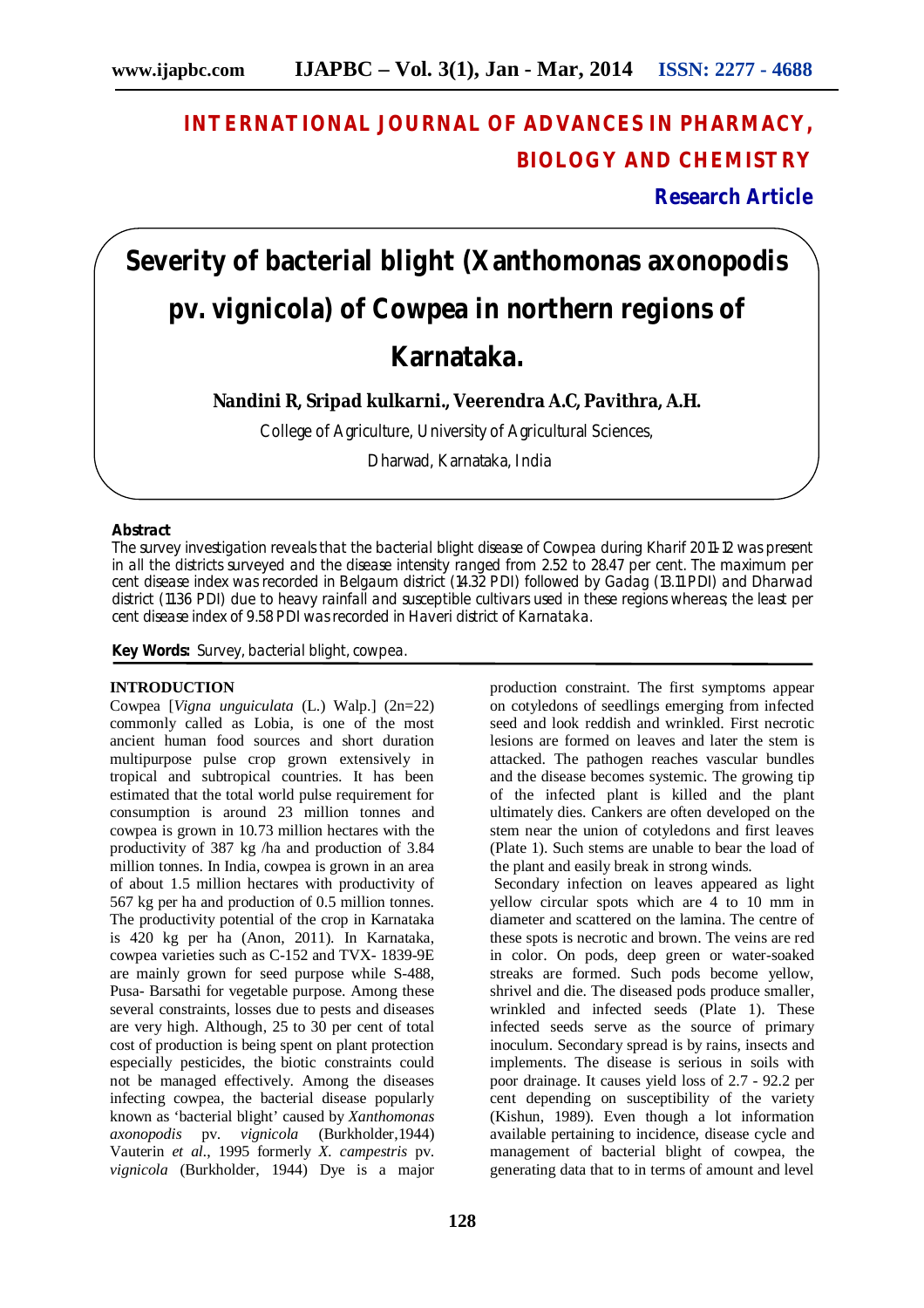# INTERNATIONAL JOURNAL OF ADVANCES IN PHARMACY, BIOLOGY AND CHEMISTRY

**Research Article**

# Severity of bacterial blight (Xanthomonas axonopodis pv. vignicola) of Cowpea in northern regions of Karnataka.

**Nandini R, Sripad kulkarni., Veerendra A.C, Pavithra, A.H.**

College of Agriculture, University of Agricultural Sciences,

Dharwad, Karnataka, India

## Abstract

The survey investigation reveals that the bacterial blight disease of Cowpea during Kharif 2011-12 was present in all the districts surveyed and the disease intensity ranged from 2.52 to 28.47 per cent. The maximum per cent disease index was recorded in Belgaum district (14.32 PDI) followed by Gadag (13.11 PDI) and Dharwad district (11.36 PDI) due to heavy rainfall and susceptible cultivars used in these regions whereas; the least per cent disease index of 9.58 PDI was recorded in Haveri district of Karnataka.

**Key Words:** Survey, bacterial blight, cowpea.

## INTRODUCTION

Cowpea [*Vigna unguiculata* (L.) Walp.] (2n=22) commonly called as Lobia, is one of the most ancient human food sources and short duration multipurpose pulse crop grown extensively in tropical and subtropical countries. It has been estimated that the total world pulse requirement for consumption is around 23 million tonnes and cowpea is grown in 10.73 million hectares with the productivity of 387 kg /ha and production of 3.84 million tonnes. In India, cowpea is grown in an area of about 1.5 million hectares with productivity of 567 kg per ha and production of 0.5 million tonnes. The productivity potential of the crop in Karnataka is 420 kg per ha (Anon, 2011). In Karnataka, cowpea varieties such as C-152 and TVX- 1839-9E are mainly grown for seed purpose while S-488, Pusa- Barsathi for vegetable purpose. Among these several constraints, losses due to pests and diseases are very high. Although, 25 to 30 per cent of total cost of production is being spent on plant protection especially pesticides, the biotic constraints could not be managed effectively. Among the diseases infecting cowpea, the bacterial disease popularly known as 'bacterial blight' caused by *Xanthomonas axonopodis* pv. *vignicola* (Burkholder,1944) Vauterin *et al*., 1995 formerly *X. campestris* pv. *vignicola* (Burkholder, 1944) Dye is a major production constraint. The first symptoms appear on cotyledons of seedlings emerging from infected seed and look reddish and wrinkled. First necrotic lesions are formed on leaves and later the stem is attacked. The pathogen reaches vascular bundles and the disease becomes systemic. The growing tip of the infected plant is killed and the plant ultimately dies. Cankers are often developed on the stem near the union of cotyledons and first leaves (Plate 1). Such stems are unable to bear the load of the plant and easily break in strong winds.

Secondary infection on leaves appeared as light yellow circular spots which are 4 to 10 mm in diameter and scattered on the lamina. The centre of these spots is necrotic and brown. The veins are red in color. On pods, deep green or water-soaked streaks are formed. Such pods become yellow, shrivel and die. The diseased pods produce smaller, wrinkled and infected seeds (Plate 1). These infected seeds serve as the source of primary inoculum. Secondary spread is by rains, insects and implements. The disease is serious in soils with poor drainage. It causes yield loss of 2.7 - 92.2 per cent depending on susceptibility of the variety (Kishun, 1989). Even though a lot information available pertaining to incidence, disease cycle and management of bacterial blight of cowpea, the generating data that to in terms of amount and level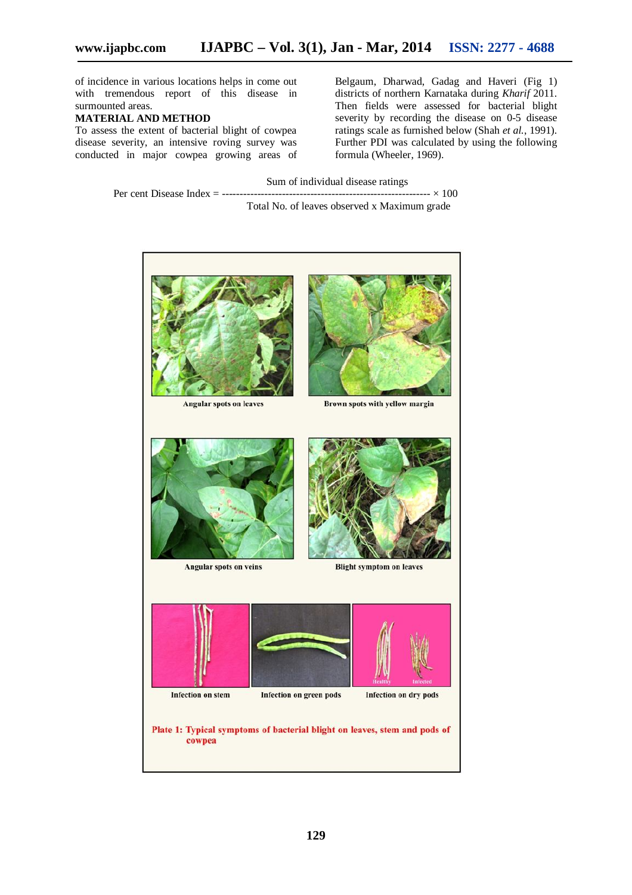of incidence in various locations helps in come out with tremendous report of this disease in surmounted areas.

## MATERIAL AND METHOD

To assess the extent of bacterial blight of cowpea disease severity, an intensive roving survey was conducted in major cowpea growing areas of Belgaum, Dharwad, Gadag and Haveri (Fig 1) districts of northern Karnataka during *Kharif* 2011. Then fields were assessed for bacterial blight severity by recording the disease on 0-5 disease ratings scale as furnished below (Shah *et al.*, 1991). Further PDI was calculated by using the following formula (Wheeler, 1969).

$$\text{Per cent Disease Index} = \frac{\text{Sum of individual disease ratings}}{\text{Total No. of leaves observed x Maximum grade}} \times 100$$

Angular spots on leaves

Brown spots with yellow margin

Angular spots on veins

Blight symptom on leaves

Infection on stem

Infection on green pods

Infection on dry pods

Plate 1: Typical symptoms of bacterial blight on leaves, stem and pods of cowpea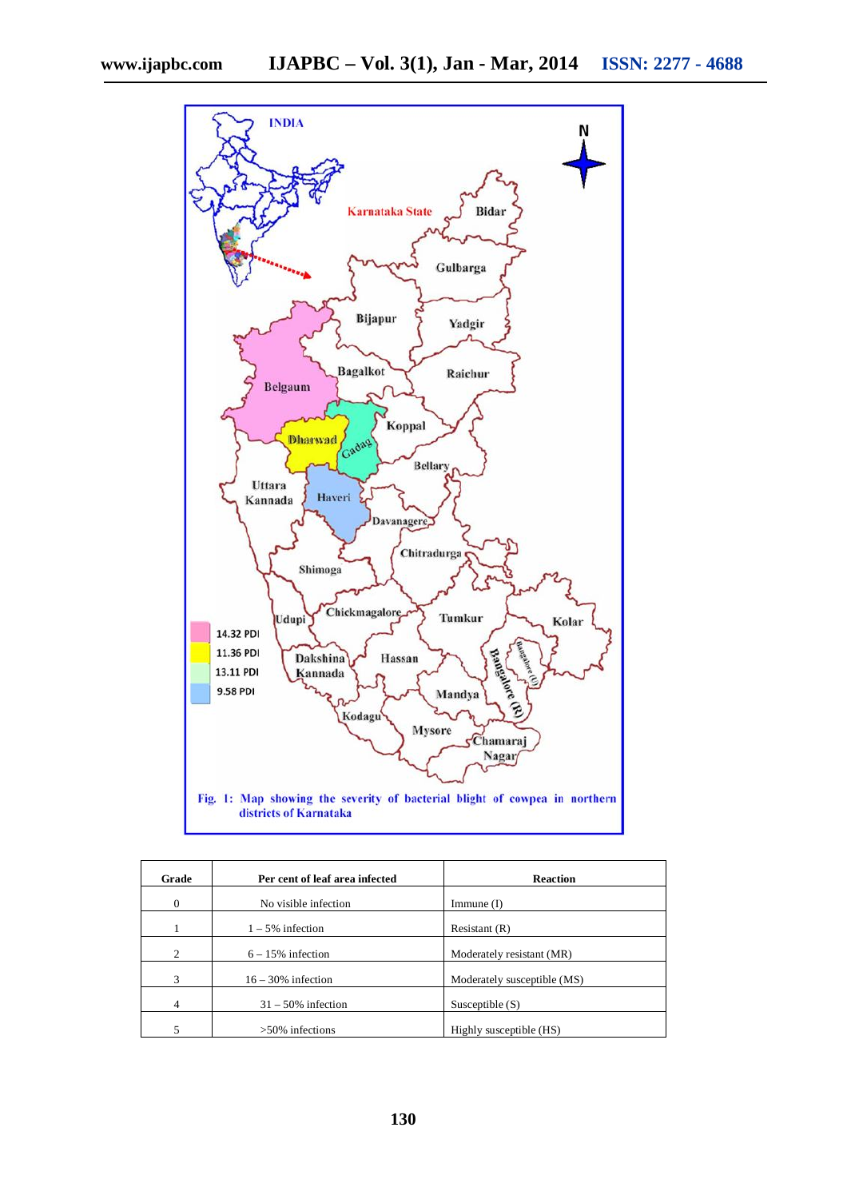Fig. 1: Map showing the severity of bacterial blight of cowpea in northern districts of Karnataka

| Grade | Per cent of leaf area infected | Reaction |
| --- | --- | --- |
| 0 | No visible infection | Immune (I) |
| 1 | 1 – 5% infection | Resistant (R) |
| 2 | 6 – 15% infection | Moderately resistant (MR) |
| 3 | 16 – 30% infection | Moderately susceptible (MS) |
| 4 | 31 – 50% infection | Susceptible (S) |
| 5 | >50% infections | Highly susceptible (HS) |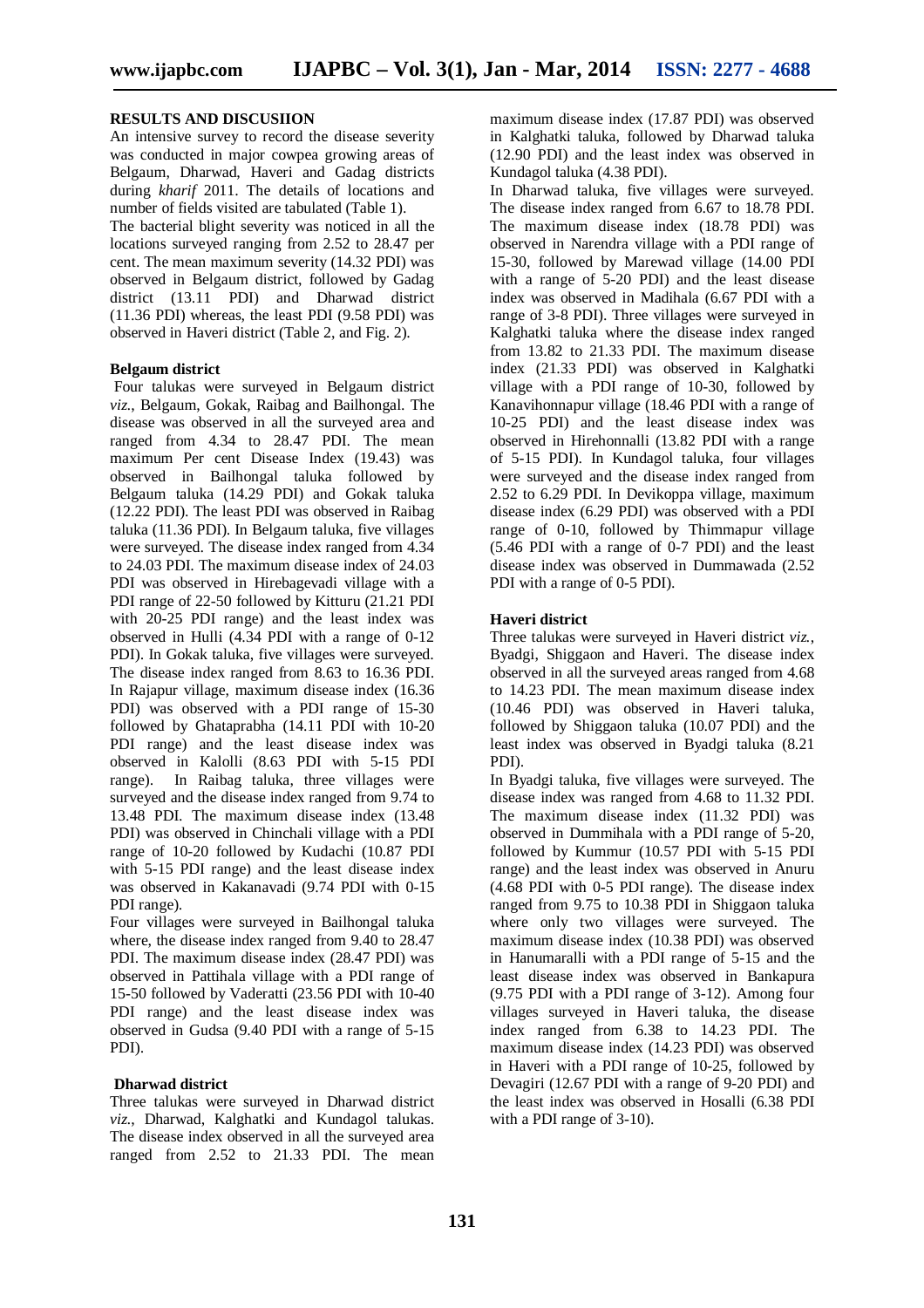## RESULTS AND DISCUSIION

An intensive survey to record the disease severity was conducted in major cowpea growing areas of Belgaum, Dharwad, Haveri and Gadag districts during *kharif* 2011. The details of locations and number of fields visited are tabulated (Table 1).

The bacterial blight severity was noticed in all the locations surveyed ranging from 2.52 to 28.47 per cent. The mean maximum severity (14.32 PDI) was observed in Belgaum district, followed by Gadag district (13.11 PDI) and Dharwad district (11.36 PDI) whereas, the least PDI (9.58 PDI) was observed in Haveri district (Table 2, and Fig. 2).

### Belgaum district

Four talukas were surveyed in Belgaum district *viz.*, Belgaum, Gokak, Raibag and Bailhongal. The disease was observed in all the surveyed area and ranged from 4.34 to 28.47 PDI. The mean maximum Per cent Disease Index (19.43) was observed in Bailhongal taluka followed by Belgaum taluka (14.29 PDI) and Gokak taluka (12.22 PDI). The least PDI was observed in Raibag taluka (11.36 PDI). In Belgaum taluka, five villages were surveyed. The disease index ranged from 4.34 to 24.03 PDI. The maximum disease index of 24.03 PDI was observed in Hirebagevadi village with a PDI range of 22-50 followed by Kitturu (21.21 PDI with 20-25 PDI range) and the least index was observed in Hulli (4.34 PDI with a range of 0-12 PDI). In Gokak taluka, five villages were surveyed. The disease index ranged from 8.63 to 16.36 PDI. In Rajapur village, maximum disease index (16.36 PDI) was observed with a PDI range of 15-30 followed by Ghataprabha (14.11 PDI with 10-20 PDI range) and the least disease index was observed in Kalolli (8.63 PDI with 5-15 PDI range). In Raibag taluka, three villages were surveyed and the disease index ranged from 9.74 to 13.48 PDI. The maximum disease index (13.48 PDI) was observed in Chinchali village with a PDI range of 10-20 followed by Kudachi (10.87 PDI with 5-15 PDI range) and the least disease index was observed in Kakanavadi (9.74 PDI with 0-15 PDI range).

Four villages were surveyed in Bailhongal taluka where, the disease index ranged from 9.40 to 28.47 PDI. The maximum disease index (28.47 PDI) was observed in Pattihala village with a PDI range of 15-50 followed by Vaderatti (23.56 PDI with 10-40 PDI range) and the least disease index was observed in Gudsa (9.40 PDI with a range of 5-15 PDI).

### Dharwad district

Three talukas were surveyed in Dharwad district *viz.*, Dharwad, Kalghatki and Kundagol talukas. The disease index observed in all the surveyed area ranged from 2.52 to 21.33 PDI. The mean maximum disease index (17.87 PDI) was observed in Kalghatki taluka, followed by Dharwad taluka (12.90 PDI) and the least index was observed in Kundagol taluka (4.38 PDI).

In Dharwad taluka, five villages were surveyed. The disease index ranged from 6.67 to 18.78 PDI. The maximum disease index (18.78 PDI) was observed in Narendra village with a PDI range of 15-30, followed by Marewad village (14.00 PDI with a range of 5-20 PDI) and the least disease index was observed in Madihala (6.67 PDI with a range of 3-8 PDI). Three villages were surveyed in Kalghatki taluka where the disease index ranged from 13.82 to 21.33 PDI. The maximum disease index (21.33 PDI) was observed in Kalghatki village with a PDI range of 10-30, followed by Kanavihonnapur village (18.46 PDI with a range of 10-25 PDI) and the least disease index was observed in Hirehonnalli (13.82 PDI with a range of 5-15 PDI). In Kundagol taluka, four villages were surveyed and the disease index ranged from 2.52 to 6.29 PDI. In Devikoppa village, maximum disease index (6.29 PDI) was observed with a PDI range of 0-10, followed by Thimmapur village (5.46 PDI with a range of 0-7 PDI) and the least disease index was observed in Dummawada (2.52 PDI with a range of 0-5 PDI).

### Haveri district

Three talukas were surveyed in Haveri district *viz.*, Byadgi, Shiggaon and Haveri. The disease index observed in all the surveyed areas ranged from 4.68 to 14.23 PDI. The mean maximum disease index (10.46 PDI) was observed in Haveri taluka, followed by Shiggaon taluka (10.07 PDI) and the least index was observed in Byadgi taluka (8.21 PDI).

In Byadgi taluka, five villages were surveyed. The disease index was ranged from 4.68 to 11.32 PDI. The maximum disease index (11.32 PDI) was observed in Dummihala with a PDI range of 5-20, followed by Kummur (10.57 PDI with 5-15 PDI range) and the least index was observed in Anuru (4.68 PDI with 0-5 PDI range). The disease index ranged from 9.75 to 10.38 PDI in Shiggaon taluka where only two villages were surveyed. The maximum disease index (10.38 PDI) was observed in Hanumaralli with a PDI range of 5-15 and the least disease index was observed in Bankapura (9.75 PDI with a PDI range of 3-12). Among four villages surveyed in Haveri taluka, the disease index ranged from 6.38 to 14.23 PDI. The maximum disease index (14.23 PDI) was observed in Haveri with a PDI range of 10-25, followed by Devagiri (12.67 PDI with a range of 9-20 PDI) and the least index was observed in Hosalli (6.38 PDI with a PDI range of 3-10).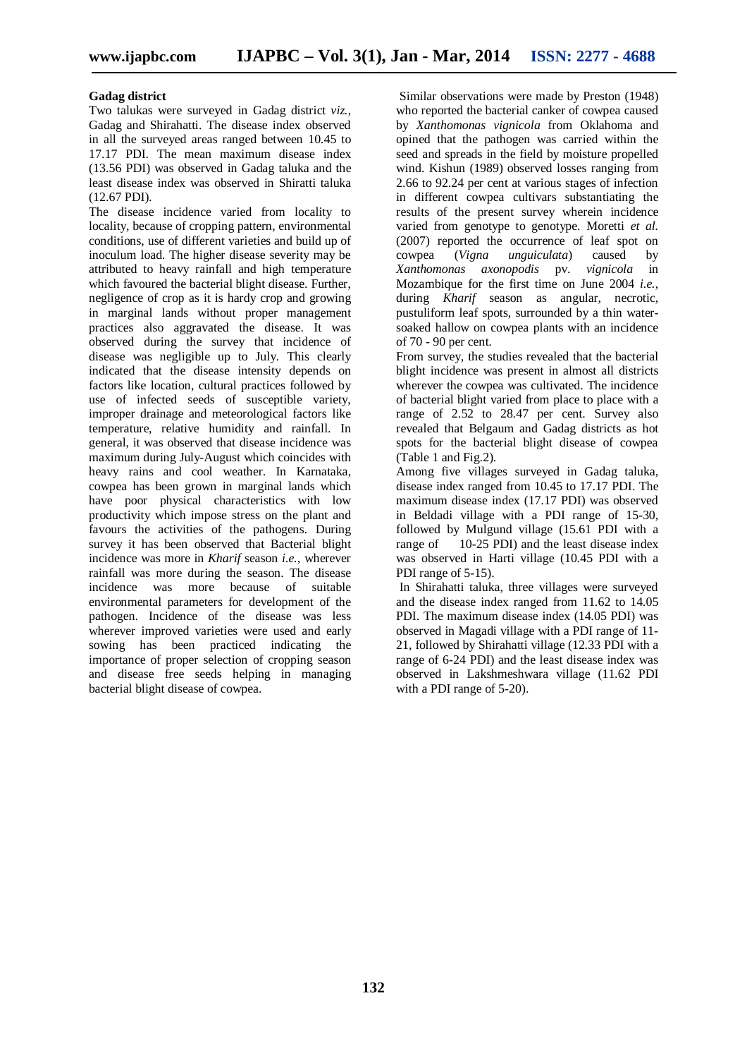**Gadag district**

Two talukas were surveyed in Gadag district *viz.*, Gadag and Shirahatti. The disease index observed in all the surveyed areas ranged between 10.45 to 17.17 PDI. The mean maximum disease index (13.56 PDI) was observed in Gadag taluka and the least disease index was observed in Shiratti taluka (12.67 PDI).

The disease incidence varied from locality to locality, because of cropping pattern, environmental conditions, use of different varieties and build up of inoculum load. The higher disease severity may be attributed to heavy rainfall and high temperature which favoured the bacterial blight disease. Further, negligence of crop as it is hardy crop and growing in marginal lands without proper management practices also aggravated the disease. It was observed during the survey that incidence of disease was negligible up to July. This clearly indicated that the disease intensity depends on factors like location, cultural practices followed by use of infected seeds of susceptible variety, improper drainage and meteorological factors like temperature, relative humidity and rainfall. In general, it was observed that disease incidence was maximum during July-August which coincides with heavy rains and cool weather. In Karnataka, cowpea has been grown in marginal lands which have poor physical characteristics with low productivity which impose stress on the plant and favours the activities of the pathogens. During survey it has been observed that Bacterial blight incidence was more in *Kharif* season *i.e.*, wherever rainfall was more during the season. The disease incidence was more because of suitable environmental parameters for development of the pathogen. Incidence of the disease was less wherever improved varieties were used and early sowing has been practiced indicating the importance of proper selection of cropping season and disease free seeds helping in managing bacterial blight disease of cowpea.

Similar observations were made by Preston (1948) who reported the bacterial canker of cowpea caused by *Xanthomonas vignicola* from Oklahoma and opined that the pathogen was carried within the seed and spreads in the field by moisture propelled wind. Kishun (1989) observed losses ranging from 2.66 to 92.24 per cent at various stages of infection in different cowpea cultivars substantiating the results of the present survey wherein incidence varied from genotype to genotype. Moretti *et al.* (2007) reported the occurrence of leaf spot on cowpea (*Vigna unguiculata*) caused by *Xanthomonas axonopodis* pv. *vignicola* in Mozambique for the first time on June 2004 *i.e.*, during *Kharif* season as angular, necrotic, pustuliform leaf spots, surrounded by a thin water-soaked hallow on cowpea plants with an incidence of 70 - 90 per cent.

From survey, the studies revealed that the bacterial blight incidence was present in almost all districts wherever the cowpea was cultivated. The incidence of bacterial blight varied from place to place with a range of 2.52 to 28.47 per cent. Survey also revealed that Belgaum and Gadag districts as hot spots for the bacterial blight disease of cowpea (Table 1 and Fig.2).

Among five villages surveyed in Gadag taluka, disease index ranged from 10.45 to 17.17 PDI. The maximum disease index (17.17 PDI) was observed in Beldadi village with a PDI range of 15-30, followed by Mulgund village (15.61 PDI with a range of 10-25 PDI) and the least disease index was observed in Harti village (10.45 PDI with a PDI range of 5-15).

In Shirahatti taluka, three villages were surveyed and the disease index ranged from 11.62 to 14.05 PDI. The maximum disease index (14.05 PDI) was observed in Magadi village with a PDI range of 11-21, followed by Shirahatti village (12.33 PDI with a range of 6-24 PDI) and the least disease index was observed in Lakshmeshwara village (11.62 PDI with a PDI range of 5-20).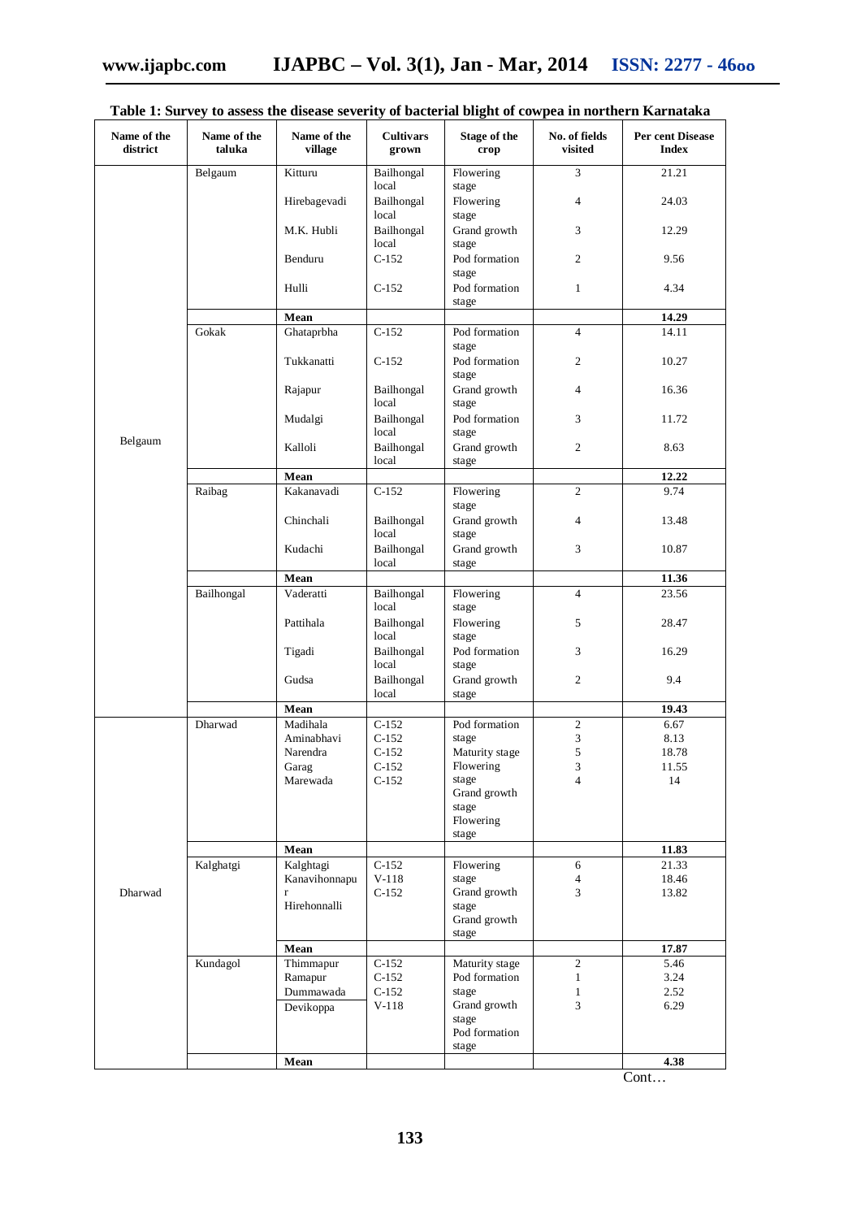**Table 1: Survey to assess the disease severity of bacterial blight of cowpea in northern Karnataka**

| Name of the district | Name of the taluka | Name of the village | Cultivars grown | Stage of the crop | No. of fields visited | Per cent Disease Index |
|---|---|---|---|---|---|---|
| Belgaum | Belgaum | Kitturu | Bailhongal local | Flowering stage | 3 | 21.21 |
| | | Hirebagevadi | Bailhongal local | Flowering stage | 4 | 24.03 |
| | | M.K. Hubli | Bailhongal local | Grand growth stage | 3 | 12.29 |
| | | Benduru | C-152 | Pod formation stage | 2 | 9.56 |
| | | Hulli | C-152 | Pod formation stage | 1 | 4.34 |
| | | **Mean** | | | | **14.29** |
| | Gokak | Ghataprbha | C-152 | Pod formation stage | 4 | 14.11 |
| | | Tukkanatti | C-152 | Pod formation stage | 2 | 10.27 |
| | | Rajapur | Bailhongal local | Grand growth stage | 4 | 16.36 |
| | | Mudalgi | Bailhongal local | Pod formation stage | 3 | 11.72 |
| | | Kalloli | Bailhongal local | Grand growth stage | 2 | 8.63 |
| | | **Mean** | | | | **12.22** |
| | Raibag | Kakanavadi | C-152 | Flowering stage | 2 | 9.74 |
| | | Chinchali | Bailhongal local | Grand growth stage | 4 | 13.48 |
| | | Kudachi | Bailhongal local | Grand growth stage | 3 | 10.87 |
| | | **Mean** | | | | **11.36** |
| | Bailhongal | Vaderatti | Bailhongal local | Flowering stage | 4 | 23.56 |
| | | Pattihala | Bailhongal local | Flowering stage | 5 | 28.47 |
| | | Tigadi | Bailhongal local | Pod formation stage | 3 | 16.29 |
| | | Gudsa | Bailhongal local | Grand growth stage | 2 | 9.4 |
| | | **Mean** | | | | **19.43** |
| Dharwad | Dharwad | Madihala | C-152 | Pod formation stage | 2 | 6.67 |
| | | Aminabhavi | C-152 | Maturity stage | 3 | 8.13 |
| | | Narendra | C-152 | Flowering stage | 5 | 18.78 |
| | | Garag | C-152 | Grand growth stage | 3 | 11.55 |
| | | Marewada | C-152 | Flowering stage | 4 | 14 |
| | | **Mean** | | | | **11.83** |
| | Kalghatgi | Kalghtagi | C-152 | Flowering stage | 6 | 21.33 |
| | | Kanavihonnapur | V-118 | Grand growth stage | 4 | 18.46 |
| | | Hirehonnalli | C-152 | Grand growth stage | 3 | 13.82 |
| | | **Mean** | | | | **17.87** |
| | Kundagol | Thimmapur | C-152 | Maturity stage | 2 | 5.46 |
| | | Ramapur | C-152 | Pod formation stage | 1 | 3.24 |
| | | Dummawada | C-152 | Grand growth stage | 1 | 2.52 |
| | | Devikoppa | V-118 | Pod formation stage | 3 | 6.29 |
| | | **Mean** | | | | **4.38** |

Cont…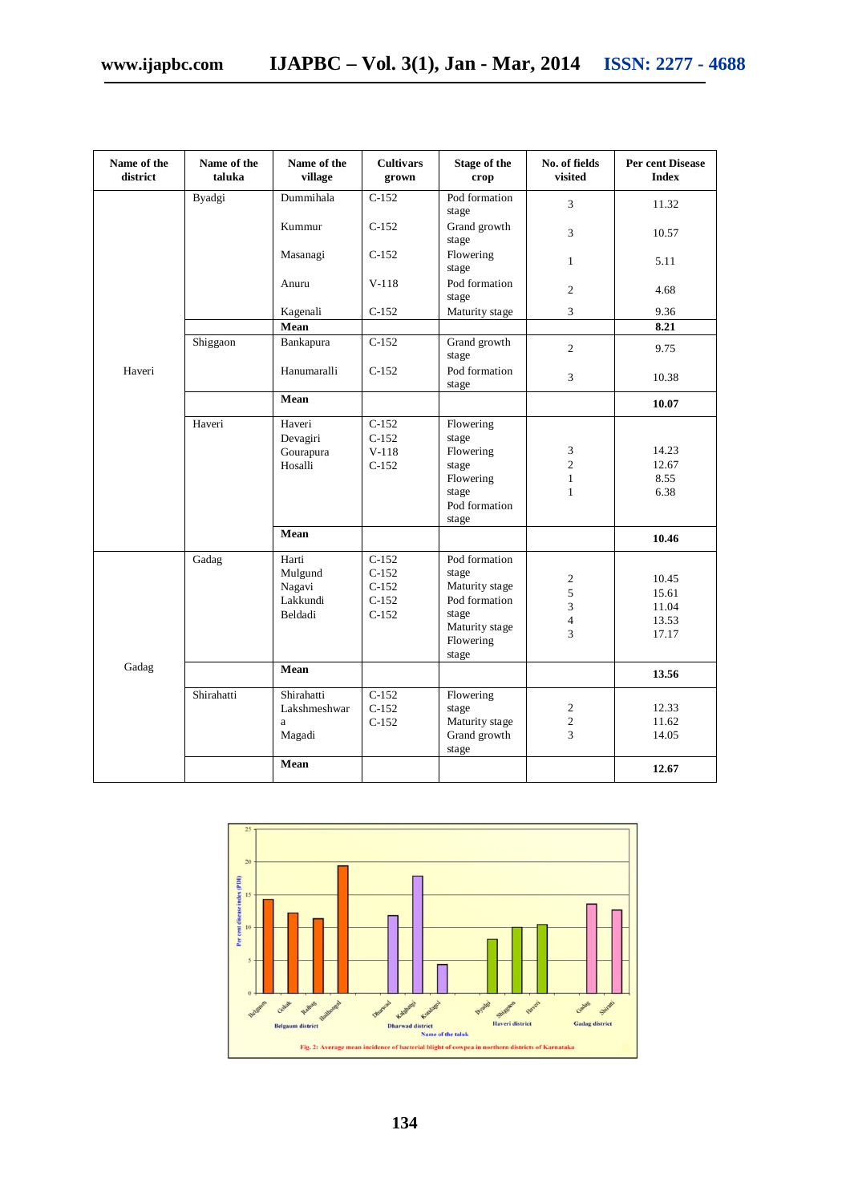| Name of the district | Name of the taluka | Name of the village | Cultivars grown | Stage of the crop | No. of fields visited | Per cent Disease Index |
|---|---|---|---|---|---|---|
| Haveri | Byadgi | Dummihala | C-152 | Pod formation stage | 3 | 11.32 |
| | | Kummur | C-152 | Grand growth stage | 3 | 10.57 |
| | | Masanagi | C-152 | Flowering stage | 1 | 5.11 |
| | | Anuru | V-118 | Pod formation stage | 2 | 4.68 |
| | | Kagenali | C-152 | Maturity stage | 3 | 9.36 |
| | | **Mean** | | | | **8.21** |
| | Shiggaon | Bankapura | C-152 | Grand growth stage | 2 | 9.75 |
| | | Hanumaralli | C-152 | Pod formation stage | 3 | 10.38 |
| | | **Mean** | | | | **10.07** |
| | Haveri | Haveri | C-152 | Flowering stage | 3 | 14.23 |
| | | Devagiri | C-152 | Flowering stage | 2 | 12.67 |
| | | Gourapura | V-118 | Flowering stage | 1 | 8.55 |
| | | Hosalli | C-152 | Pod formation stage | 1 | 6.38 |
| | | **Mean** | | | | **10.46** |
| Gadag | Gadag | Harti | C-152 | Pod formation stage | 2 | 10.45 |
| | | Mulgund | C-152 | Maturity stage | 5 | 15.61 |
| | | Nagavi | C-152 | Pod formation stage | 3 | 11.04 |
| | | Lakkundi | C-152 | Maturity stage | 4 | 13.53 |
| | | Beldadi | C-152 | Flowering stage | 3 | 17.17 |
| | | **Mean** | | | | **13.56** |
| | Shirahatti | Shirahatti | C-152 | Flowering stage | 2 | 12.33 |
| | | Lakshmeshwara | C-152 | Maturity stage | 2 | 11.62 |
| | | Magadi | C-152 | Grand growth stage | 3 | 14.05 |
| | | **Mean** | | | | **12.67** |

Fig. 2: Average mean incidence of bacterial blight of cowpea in northern districts of Karnataka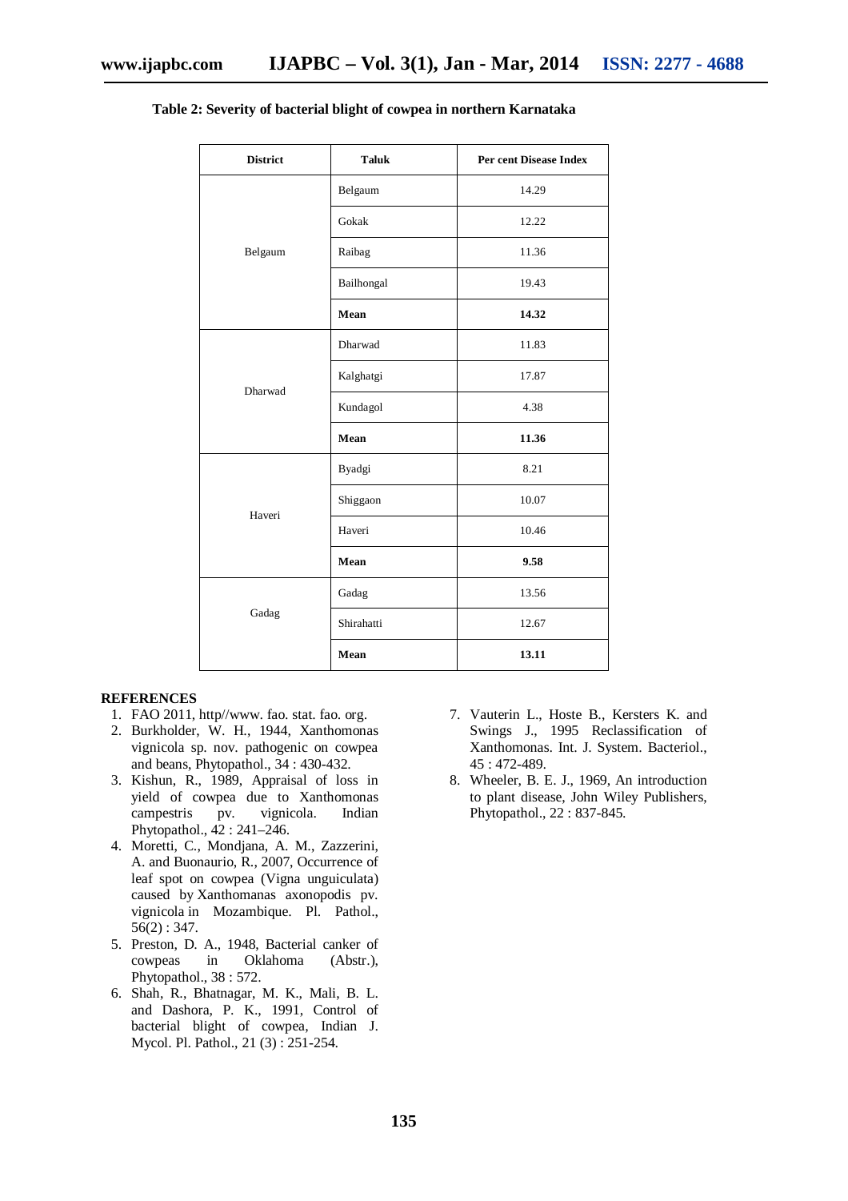**Table 2: Severity of bacterial blight of cowpea in northern Karnataka**

| District | Taluk | Per cent Disease Index |
|---|---|---|
| Belgaum | Belgaum | 14.29 |
| | Gokak | 12.22 |
| | Raibag | 11.36 |
| | Bailhongal | 19.43 |
| | **Mean** | **14.32** |
| Dharwad | Dharwad | 11.83 |
| | Kalghatgi | 17.87 |
| | Kundagol | 4.38 |
| | **Mean** | **11.36** |
| Haveri | Byadgi | 8.21 |
| | Shiggaon | 10.07 |
| | Haveri | 10.46 |
| | **Mean** | **9.58** |
| Gadag | Gadag | 13.56 |
| | Shirahatti | 12.67 |
| | **Mean** | **13.11** |

## REFERENCES

1. FAO 2011, http//www. fao. stat. fao. org.
2. Burkholder, W. H., 1944, Xanthomonas vignicola sp. nov. pathogenic on cowpea and beans, Phytopathol., 34 : 430-432.
3. Kishun, R., 1989, Appraisal of loss in yield of cowpea due to Xanthomonas campestris pv. vignicola. Indian Phytopathol., 42 : 241–246.
4. Moretti, C., Mondjana, A. M., Zazzerini, A. and Buonaurio, R., 2007, Occurrence of leaf spot on cowpea (Vigna unguiculata) caused by Xanthomanas axonopodis pv. vignicola in Mozambique. Pl. Pathol., 56(2) : 347.
5. Preston, D. A., 1948, Bacterial canker of cowpeas in Oklahoma (Abstr.), Phytopathol., 38 : 572.
6. Shah, R., Bhatnagar, M. K., Mali, B. L. and Dashora, P. K., 1991, Control of bacterial blight of cowpea, Indian J. Mycol. Pl. Pathol., 21 (3) : 251-254.
7. Vauterin L., Hoste B., Kersters K. and Swings J., 1995 Reclassification of Xanthomonas. Int. J. System. Bacteriol., 45 : 472-489.
8. Wheeler, B. E. J., 1969, An introduction to plant disease, John Wiley Publishers, Phytopathol., 22 : 837-845.